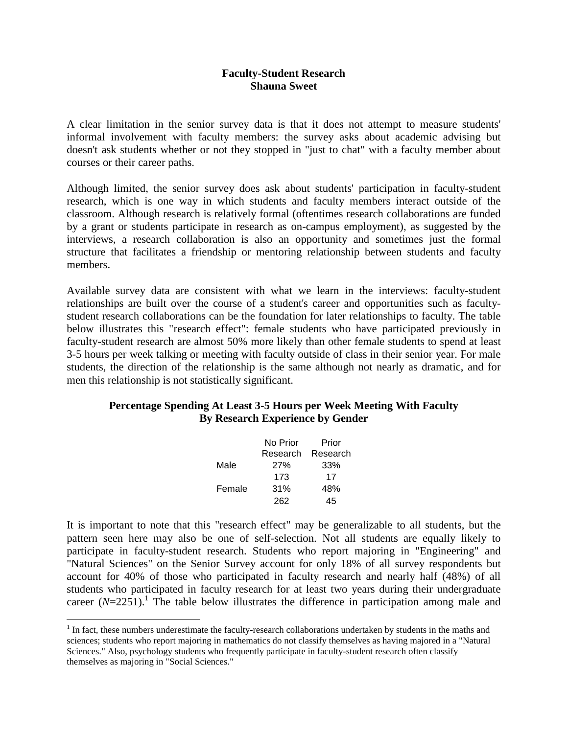# Faculty-Student Research
## Shauna Sweet

A clear limitation in the senior survey data is that it does not attempt to measure students' informal involvement with faculty members: the survey asks about academic advising but doesn't ask students whether or not they stopped in "just to chat" with a faculty member about courses or their career paths.

Although limited, the senior survey does ask about students' participation in faculty-student research, which is one way in which students and faculty members interact outside of the classroom. Although research is relatively formal (oftentimes research collaborations are funded by a grant or students participate in research as on-campus employment), as suggested by the interviews, a research collaboration is also an opportunity and sometimes just the formal structure that facilitates a friendship or mentoring relationship between students and faculty members.

Available survey data are consistent with what we learn in the interviews: faculty-student relationships are built over the course of a student's career and opportunities such as faculty-student research collaborations can be the foundation for later relationships to faculty. The table below illustrates this "research effect": female students who have participated previously in faculty-student research are almost 50% more likely than other female students to spend at least 3-5 hours per week talking or meeting with faculty outside of class in their senior year. For male students, the direction of the relationship is the same although not nearly as dramatic, and for men this relationship is not statistically significant.

**Percentage Spending At Least 3-5 Hours per Week Meeting With Faculty By Research Experience by Gender**

| | No Prior Research | Prior Research |
|---|---|---|
| Male | 27% | 33% |
| | 173 | 17 |
| Female | 31% | 48% |
| | 262 | 45 |

It is important to note that this "research effect" may be generalizable to all students, but the pattern seen here may also be one of self-selection. Not all students are equally likely to participate in faculty-student research. Students who report majoring in "Engineering" and "Natural Sciences" on the Senior Survey account for only 18% of all survey respondents but account for 40% of those who participated in faculty research and nearly half (48%) of all students who participated in faculty research for at least two years during their undergraduate career (*N*=2251).[1] The table below illustrates the difference in participation among male and

[1] In fact, these numbers underestimate the faculty-research collaborations undertaken by students in the maths and sciences; students who report majoring in mathematics do not classify themselves as having majored in a "Natural Sciences." Also, psychology students who frequently participate in faculty-student research often classify themselves as majoring in "Social Sciences."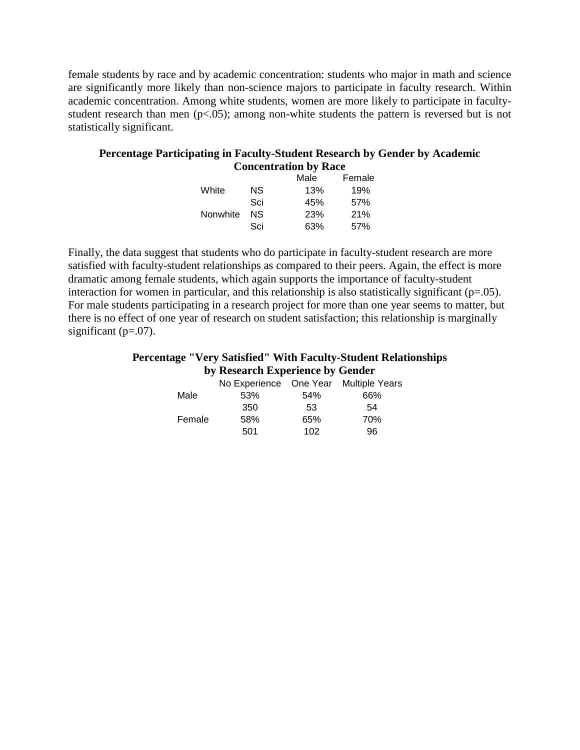female students by race and by academic concentration: students who major in math and science are significantly more likely than non-science majors to participate in faculty research. Within academic concentration. Among white students, women are more likely to participate in faculty-student research than men ($p<.05$); among non-white students the pattern is reversed but is not statistically significant.

**Percentage Participating in Faculty-Student Research by Gender by Academic Concentration by Race**

| | | Male | Female |
|---|---|---|---|
| White | NS | 13% | 19% |
| | Sci | 45% | 57% |
| Nonwhite | NS | 23% | 21% |
| | Sci | 63% | 57% |

Finally, the data suggest that students who do participate in faculty-student research are more satisfied with faculty-student relationships as compared to their peers. Again, the effect is more dramatic among female students, which again supports the importance of faculty-student interaction for women in particular, and this relationship is also statistically significant ($p=.05$). For male students participating in a research project for more than one year seems to matter, but there is no effect of one year of research on student satisfaction; this relationship is marginally significant ($p=.07$).

**Percentage "Very Satisfied" With Faculty-Student Relationships by Research Experience by Gender**

| | No Experience | One Year | Multiple Years |
|---|---|---|---|
| Male | 53% | 54% | 66% |
| | 350 | 53 | 54 |
| Female | 58% | 65% | 70% |
| | 501 | 102 | 96 |